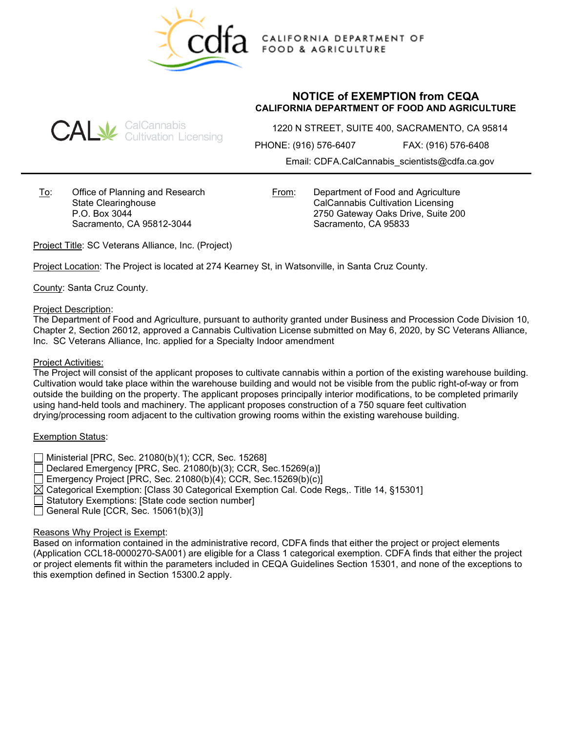CALIFORNIA DEPARTMENT OF FOOD & AGRICULTURE

# NOTICE of EXEMPTION from CEQA

## CALIFORNIA DEPARTMENT OF FOOD AND AGRICULTURE

CalCannabis Cultivation Licensing

1220 N STREET, SUITE 400, SACRAMENTO, CA 95814

PHONE: (916) 576-6407 FAX: (916) 576-6408

Email: CDFA.CalCannabis_scientists@cdfa.ca.gov

---

To: Office of Planning and Research
State Clearinghouse
P.O. Box 3044
Sacramento, CA 95812-3044

From: Department of Food and Agriculture
CalCannabis Cultivation Licensing
2750 Gateway Oaks Drive, Suite 200
Sacramento, CA 95833

Project Title: SC Veterans Alliance, Inc. (Project)

Project Location: The Project is located at 274 Kearney St, in Watsonville, in Santa Cruz County.

County: Santa Cruz County.

Project Description:
The Department of Food and Agriculture, pursuant to authority granted under Business and Procession Code Division 10, Chapter 2, Section 26012, approved a Cannabis Cultivation License submitted on May 6, 2020, by SC Veterans Alliance, Inc. SC Veterans Alliance, Inc. applied for a Specialty Indoor amendment

Project Activities:
The Project will consist of the applicant proposes to cultivate cannabis within a portion of the existing warehouse building. Cultivation would take place within the warehouse building and would not be visible from the public right-of-way or from outside the building on the property. The applicant proposes principally interior modifications, to be completed primarily using hand-held tools and machinery. The applicant proposes construction of a 750 square feet cultivation drying/processing room adjacent to the cultivation growing rooms within the existing warehouse building.

Exemption Status:

- ☐ Ministerial [PRC, Sec. 21080(b)(1); CCR, Sec. 15268]
- ☐ Declared Emergency [PRC, Sec. 21080(b)(3); CCR, Sec.15269(a)]
- ☐ Emergency Project [PRC, Sec. 21080(b)(4); CCR, Sec.15269(b)(c)]
- ☒ Categorical Exemption: [Class 30 Categorical Exemption Cal. Code Regs,. Title 14, §15301]
- ☐ Statutory Exemptions: [State code section number]
- ☐ General Rule [CCR, Sec. 15061(b)(3)]

Reasons Why Project is Exempt:
Based on information contained in the administrative record, CDFA finds that either the project or project elements (Application CCL18-0000270-SA001) are eligible for a Class 1 categorical exemption. CDFA finds that either the project or project elements fit within the parameters included in CEQA Guidelines Section 15301, and none of the exceptions to this exemption defined in Section 15300.2 apply.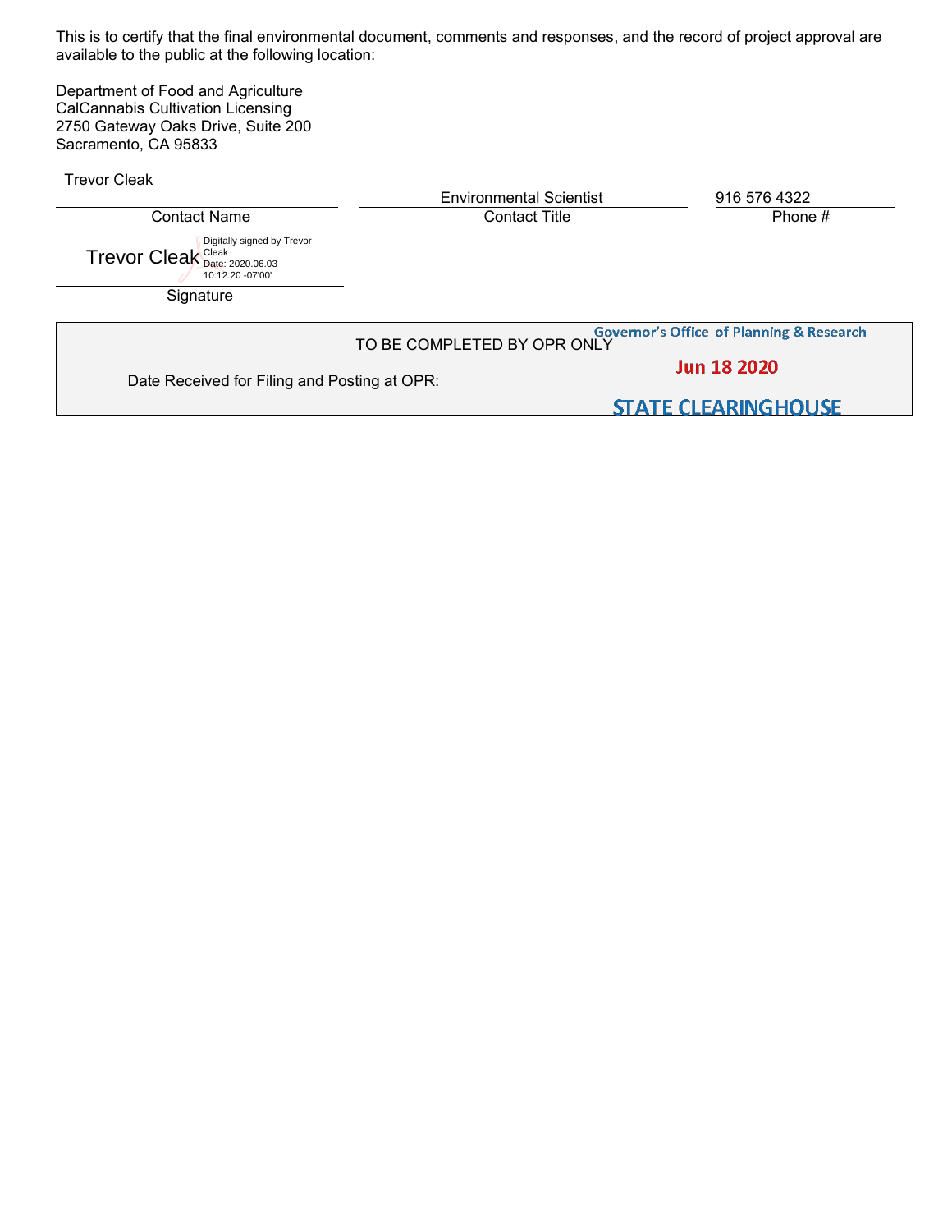This is to certify that the final environmental document, comments and responses, and the record of project approval are available to the public at the following location:

Department of Food and Agriculture
CalCannabis Cultivation Licensing
2750 Gateway Oaks Drive, Suite 200
Sacramento, CA 95833

| Trevor Cleak | Environmental Scientist | 916 576 4322 |
|---|---|---|
| Contact Name | Contact Title | Phone # |

Trevor Cleak Digitally signed by Trevor Cleak Date: 2020.06.03 10:12:20 -07'00'

Signature

TO BE COMPLETED BY OPR ONLY

Date Received for Filing and Posting at OPR:

Governor's Office of Planning & Research

Jun 18 2020

STATE CLEARINGHOUSE